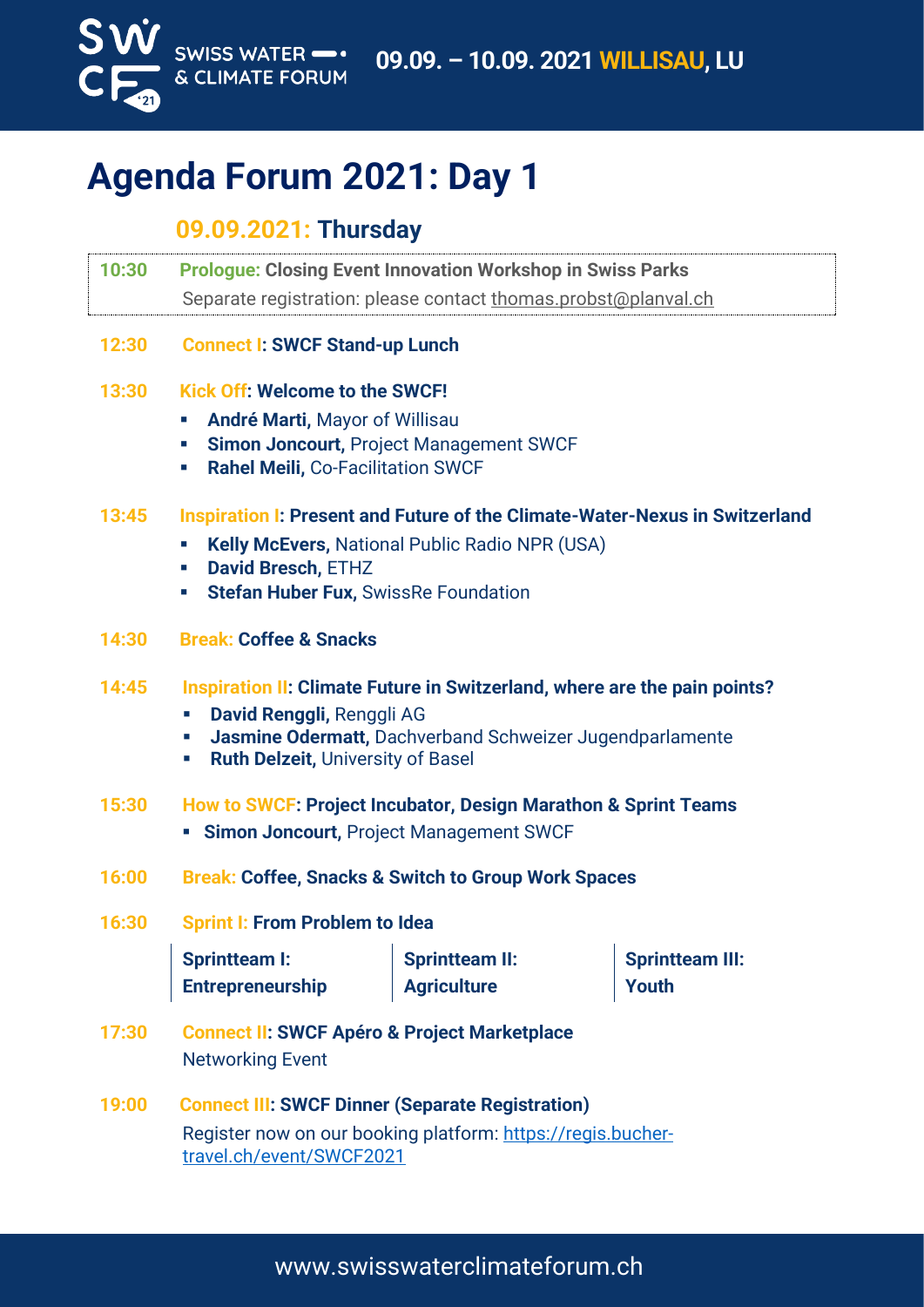SWISS WATER & CLIMATE FORUM

**09.09. – 10.09. 2021 WILLISAU, LU**

# Agenda Forum 2021: Day 1

## 09.09.2021: Thursday

**10:30** **Prologue: Closing Event Innovation Workshop in Swiss Parks**
Separate registration: please contact thomas.probst@planval.ch

**12:30** **Connect I: SWCF Stand-up Lunch**

**13:30** **Kick Off: Welcome to the SWCF!**

- **André Marti,** Mayor of Willisau
- **Simon Joncourt,** Project Management SWCF
- **Rahel Meili,** Co-Facilitation SWCF

**13:45** **Inspiration I: Present and Future of the Climate-Water-Nexus in Switzerland**

- **Kelly McEvers,** National Public Radio NPR (USA)
- **David Bresch,** ETHZ
- **Stefan Huber Fux,** SwissRe Foundation

**14:30** **Break: Coffee & Snacks**

**14:45** **Inspiration II: Climate Future in Switzerland, where are the pain points?**

- **David Renggli,** Renggli AG
- **Jasmine Odermatt,** Dachverband Schweizer Jugendparlamente
- **Ruth Delzeit,** University of Basel

**15:30** **How to SWCF: Project Incubator, Design Marathon & Sprint Teams**

- **Simon Joncourt,** Project Management SWCF

**16:00** **Break: Coffee, Snacks & Switch to Group Work Spaces**

**16:30** **Sprint I: From Problem to Idea**

| Sprintteam I: Entrepreneurship | Sprintteam II: Agriculture | Sprintteam III: Youth |
|---|---|---|

**17:30** **Connect II: SWCF Apéro & Project Marketplace**
Networking Event

**19:00** **Connect III: SWCF Dinner (Separate Registration)**
Register now on our booking platform: https://regis.bucher-travel.ch/event/SWCF2021

www.swisswaterclimateforum.ch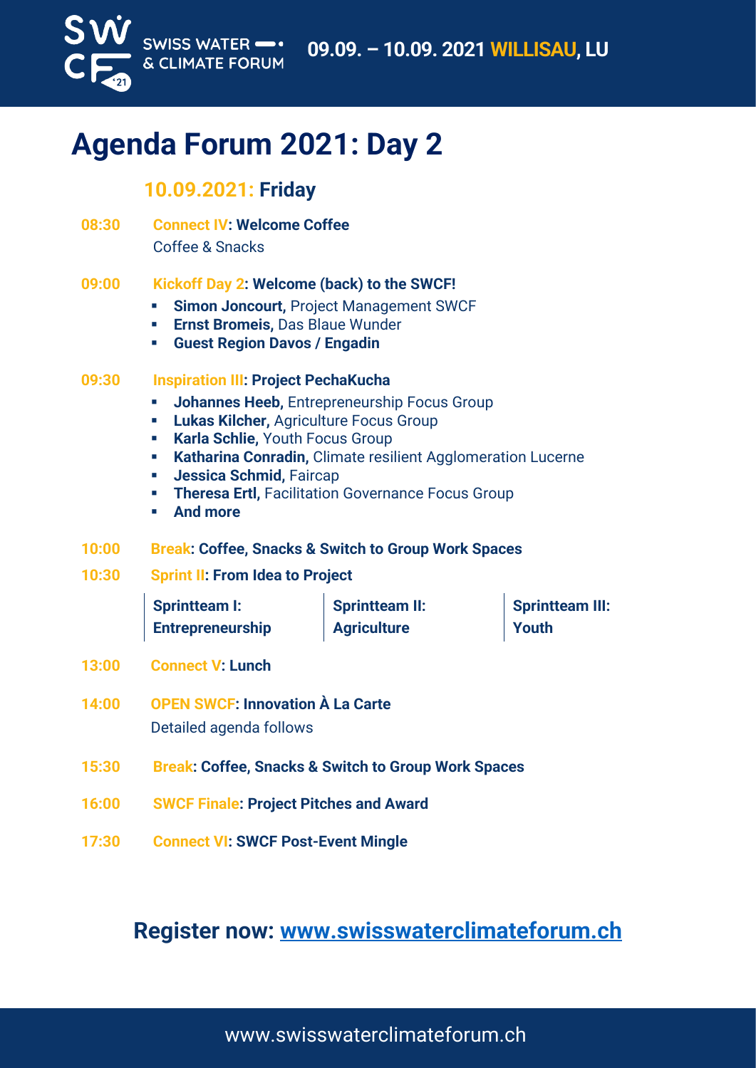# Agenda Forum 2021: Day 2

## 10.09.2021: Friday

**08:30** **Connect IV: Welcome Coffee**
Coffee & Snacks

**09:00** **Kickoff Day 2: Welcome (back) to the SWCF!**

- **Simon Joncourt,** Project Management SWCF
- **Ernst Bromeis,** Das Blaue Wunder
- **Guest Region Davos / Engadin**

**09:30** **Inspiration III: Project PechaKucha**

- **Johannes Heeb,** Entrepreneurship Focus Group
- **Lukas Kilcher,** Agriculture Focus Group
- **Karla Schlie,** Youth Focus Group
- **Katharina Conradin,** Climate resilient Agglomeration Lucerne
- **Jessica Schmid,** Faircap
- **Theresa Ertl,** Facilitation Governance Focus Group
- **And more**

**10:00** **Break: Coffee, Snacks & Switch to Group Work Spaces**

**10:30** **Sprint II: From Idea to Project**

| | | |
|---|---|---|
| **Sprintteam I: Entrepreneurship** | **Sprintteam II: Agriculture** | **Sprintteam III: Youth** |

**13:00** **Connect V: Lunch**

**14:00** **OPEN SWCF: Innovation À La Carte**
Detailed agenda follows

**15:30** **Break: Coffee, Snacks & Switch to Group Work Spaces**

**16:00** **SWCF Finale: Project Pitches and Award**

**17:30** **Connect VI: SWCF Post-Event Mingle**

## Register now: [www.swisswaterclimateforum.ch](www.swisswaterclimateforum.ch)